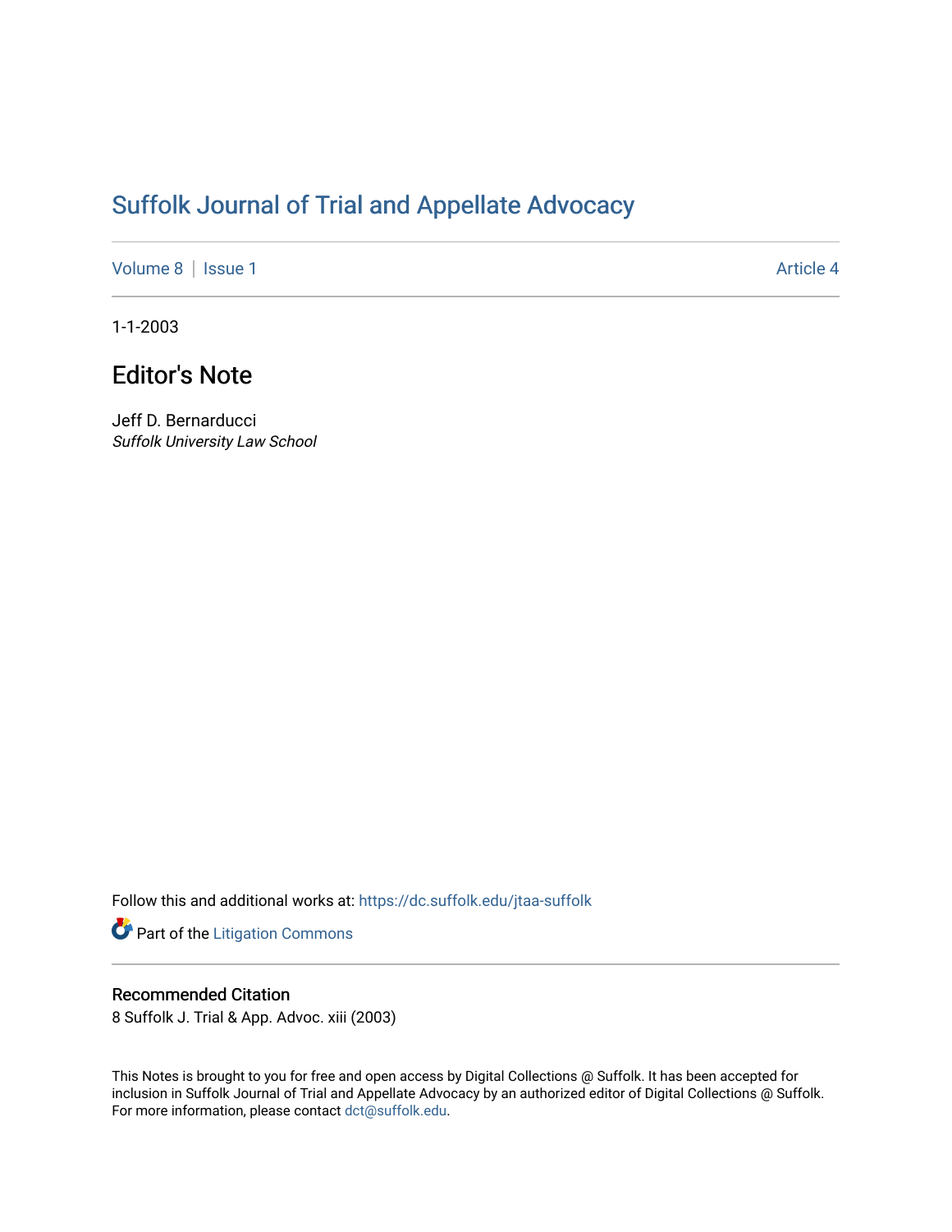# Suffolk Journal of Trial and Appellate Advocacy

Volume 8 | Issue 1 | Article 4

1-1-2003

## Editor's Note

Jeff D. Bernarducci
*Suffolk University Law School*

Follow this and additional works at: https://dc.suffolk.edu/jtaa-suffolk

Part of the Litigation Commons

### Recommended Citation

8 Suffolk J. Trial & App. Advoc. xiii (2003)

This Notes is brought to you for free and open access by Digital Collections @ Suffolk. It has been accepted for inclusion in Suffolk Journal of Trial and Appellate Advocacy by an authorized editor of Digital Collections @ Suffolk. For more information, please contact dct@suffolk.edu.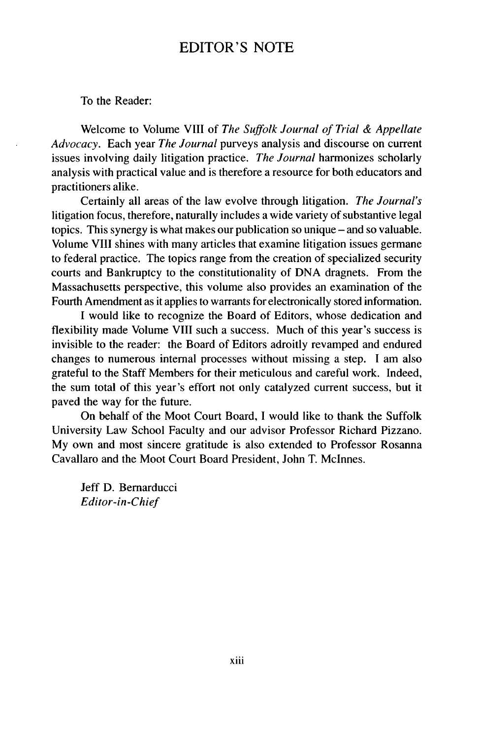# EDITOR'S NOTE

To the Reader:

Welcome to Volume VIII of *The Suffolk Journal of Trial & Appellate Advocacy*. Each year *The Journal* purveys analysis and discourse on current issues involving daily litigation practice. *The Journal* harmonizes scholarly analysis with practical value and is therefore a resource for both educators and practitioners alike.

Certainly all areas of the law evolve through litigation. *The Journal's* litigation focus, therefore, naturally includes a wide variety of substantive legal topics. This synergy is what makes our publication so unique – and so valuable. Volume VIII shines with many articles that examine litigation issues germane to federal practice. The topics range from the creation of specialized security courts and Bankruptcy to the constitutionality of DNA dragnets. From the Massachusetts perspective, this volume also provides an examination of the Fourth Amendment as it applies to warrants for electronically stored information.

I would like to recognize the Board of Editors, whose dedication and flexibility made Volume VIII such a success. Much of this year's success is invisible to the reader: the Board of Editors adroitly revamped and endured changes to numerous internal processes without missing a step. I am also grateful to the Staff Members for their meticulous and careful work. Indeed, the sum total of this year's effort not only catalyzed current success, but it paved the way for the future.

On behalf of the Moot Court Board, I would like to thank the Suffolk University Law School Faculty and our advisor Professor Richard Pizzano. My own and most sincere gratitude is also extended to Professor Rosanna Cavallaro and the Moot Court Board President, John T. McInnes.

Jeff D. Bernarducci
*Editor-in-Chief*